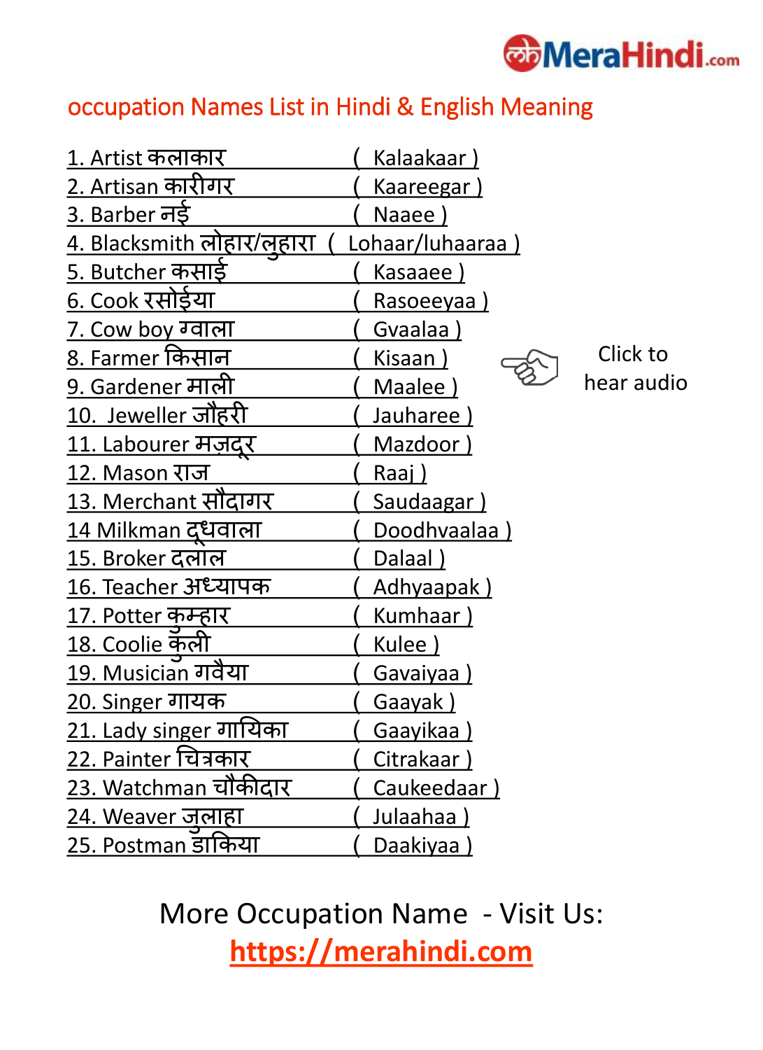MeraHindi.com

## occupation Names List in Hindi & English Meaning

1. Artist कलाकार ( Kalaakaar )
2. Artisan कारीगर ( Kaareegar )
3. Barber नई ( Naaee )
4. Blacksmith लोहार/लुहारा ( Lohaar/luhaaraa )
5. Butcher कसाई ( Kasaaee )
6. Cook रसोईया ( Rasoeeyaa )
7. Cow boy ग्वाला ( Gvaalaa )
8. Farmer किसान ( Kisaan )
9. Gardener माली ( Maalee )
10. Jeweller जौहरी ( Jauharee )
11. Labourer मज़दूर ( Mazdoor )
12. Mason राज ( Raaj )
13. Merchant सौदागर ( Saudaagar )
14 Milkman दूधवाला ( Doodhvaalaa )
15. Broker दलाल ( Dalaal )
16. Teacher अध्यापक ( Adhyaapak )
17. Potter कुम्हार ( Kumhaar )
18. Coolie कुली ( Kulee )
19. Musician गवैया ( Gavaiyaa )
20. Singer गायक ( Gaayak )
21. Lady singer गायिका ( Gaayikaa )
22. Painter चित्रकार ( Citrakaar )
23. Watchman चौकीदार ( Caukeedaar )
24. Weaver जुलाहा ( Julaahaa )
25. Postman डाकिया ( Daakiyaa )

Click to hear audio

More Occupation Name - Visit Us:
https://merahindi.com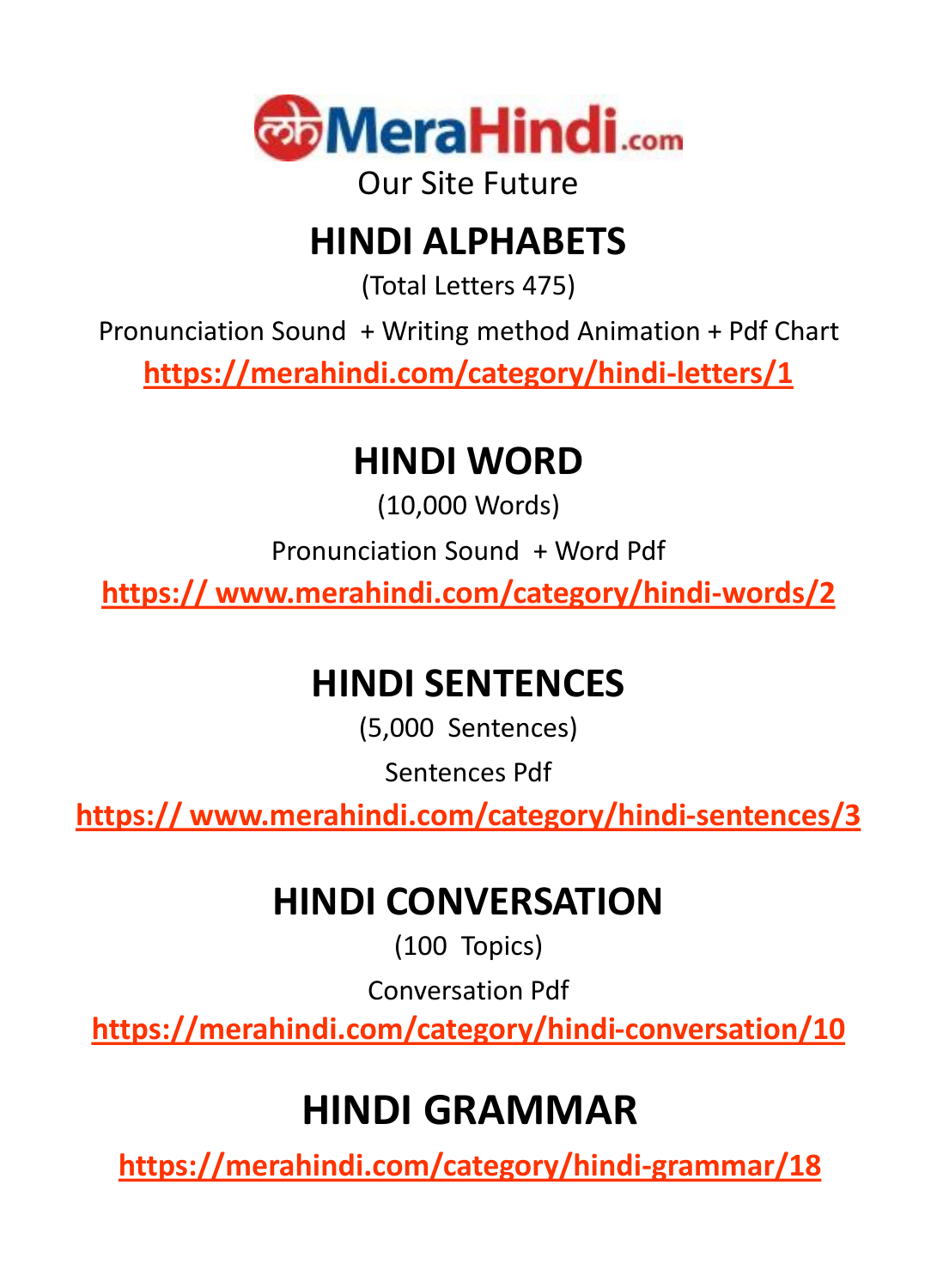MeraHindi.com

Our Site Future

# HINDI ALPHABETS

(Total Letters 475)

Pronunciation Sound + Writing method Animation + Pdf Chart

https://merahindi.com/category/hindi-letters/1

# HINDI WORD

(10,000 Words)

Pronunciation Sound + Word Pdf

https:// www.merahindi.com/category/hindi-words/2

# HINDI SENTENCES

(5,000 Sentences)

Sentences Pdf

https:// www.merahindi.com/category/hindi-sentences/3

# HINDI CONVERSATION

(100 Topics)

Conversation Pdf

https://merahindi.com/category/hindi-conversation/10

# HINDI GRAMMAR

https://merahindi.com/category/hindi-grammar/18